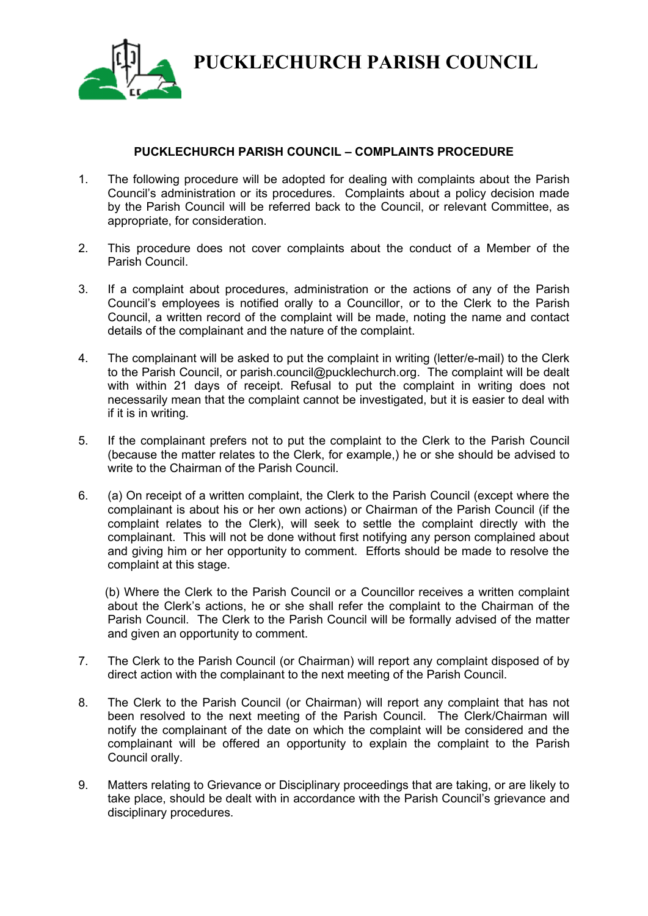# PUCKLECHURCH PARISH COUNCIL

## PUCKLECHURCH PARISH COUNCIL – COMPLAINTS PROCEDURE

1. The following procedure will be adopted for dealing with complaints about the Parish Council's administration or its procedures. Complaints about a policy decision made by the Parish Council will be referred back to the Council, or relevant Committee, as appropriate, for consideration.

2. This procedure does not cover complaints about the conduct of a Member of the Parish Council.

3. If a complaint about procedures, administration or the actions of any of the Parish Council's employees is notified orally to a Councillor, or to the Clerk to the Parish Council, a written record of the complaint will be made, noting the name and contact details of the complainant and the nature of the complaint.

4. The complainant will be asked to put the complaint in writing (letter/e-mail) to the Clerk to the Parish Council, or parish.council@pucklechurch.org. The complaint will be dealt with within 21 days of receipt. Refusal to put the complaint in writing does not necessarily mean that the complaint cannot be investigated, but it is easier to deal with if it is in writing.

5. If the complainant prefers not to put the complaint to the Clerk to the Parish Council (because the matter relates to the Clerk, for example,) he or she should be advised to write to the Chairman of the Parish Council.

6. (a) On receipt of a written complaint, the Clerk to the Parish Council (except where the complainant is about his or her own actions) or Chairman of the Parish Council (if the complaint relates to the Clerk), will seek to settle the complaint directly with the complainant. This will not be done without first notifying any person complained about and giving him or her opportunity to comment. Efforts should be made to resolve the complaint at this stage.

   (b) Where the Clerk to the Parish Council or a Councillor receives a written complaint about the Clerk's actions, he or she shall refer the complaint to the Chairman of the Parish Council. The Clerk to the Parish Council will be formally advised of the matter and given an opportunity to comment.

7. The Clerk to the Parish Council (or Chairman) will report any complaint disposed of by direct action with the complainant to the next meeting of the Parish Council.

8. The Clerk to the Parish Council (or Chairman) will report any complaint that has not been resolved to the next meeting of the Parish Council. The Clerk/Chairman will notify the complainant of the date on which the complaint will be considered and the complainant will be offered an opportunity to explain the complaint to the Parish Council orally.

9. Matters relating to Grievance or Disciplinary proceedings that are taking, or are likely to take place, should be dealt with in accordance with the Parish Council's grievance and disciplinary procedures.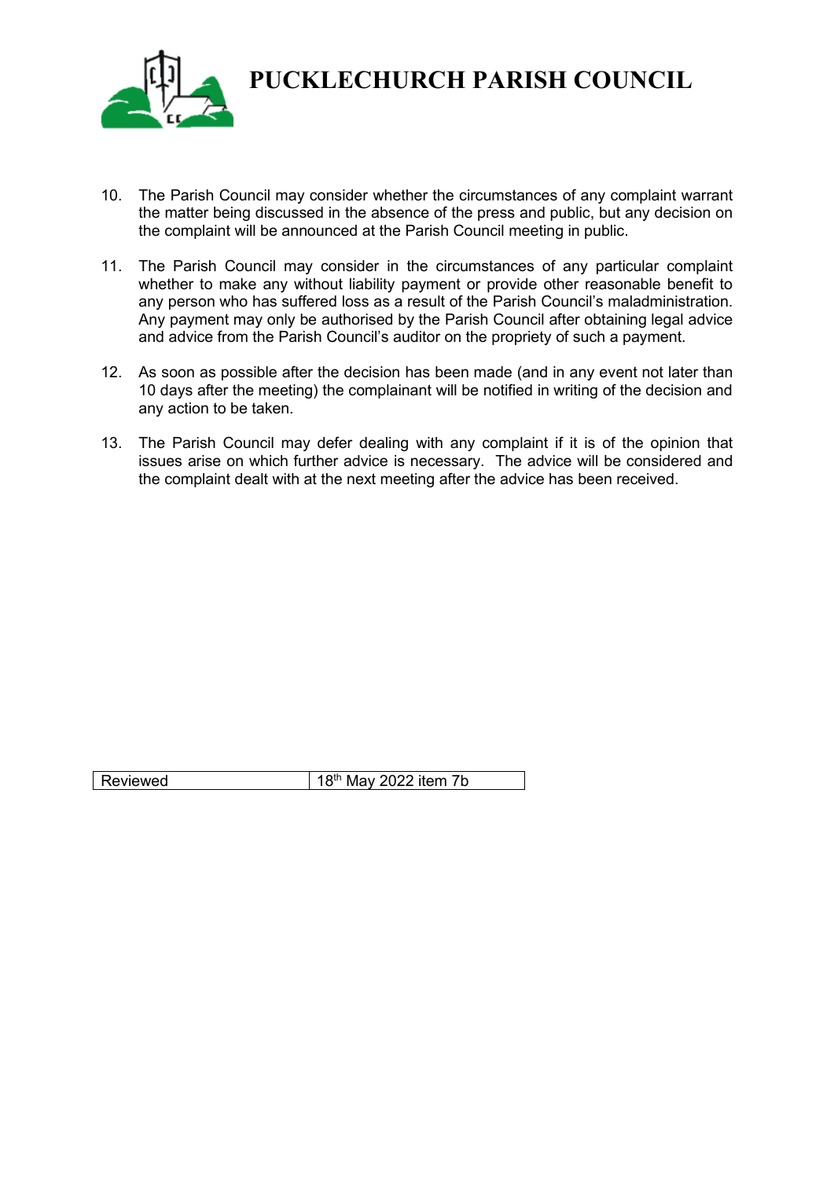10. The Parish Council may consider whether the circumstances of any complaint warrant the matter being discussed in the absence of the press and public, but any decision on the complaint will be announced at the Parish Council meeting in public.

11. The Parish Council may consider in the circumstances of any particular complaint whether to make any without liability payment or provide other reasonable benefit to any person who has suffered loss as a result of the Parish Council's maladministration. Any payment may only be authorised by the Parish Council after obtaining legal advice and advice from the Parish Council's auditor on the propriety of such a payment.

12. As soon as possible after the decision has been made (and in any event not later than 10 days after the meeting) the complainant will be notified in writing of the decision and any action to be taken.

13. The Parish Council may defer dealing with any complaint if it is of the opinion that issues arise on which further advice is necessary. The advice will be considered and the complaint dealt with at the next meeting after the advice has been received.

| | |
|---|---|
| Reviewed | 18th May 2022 item 7b |